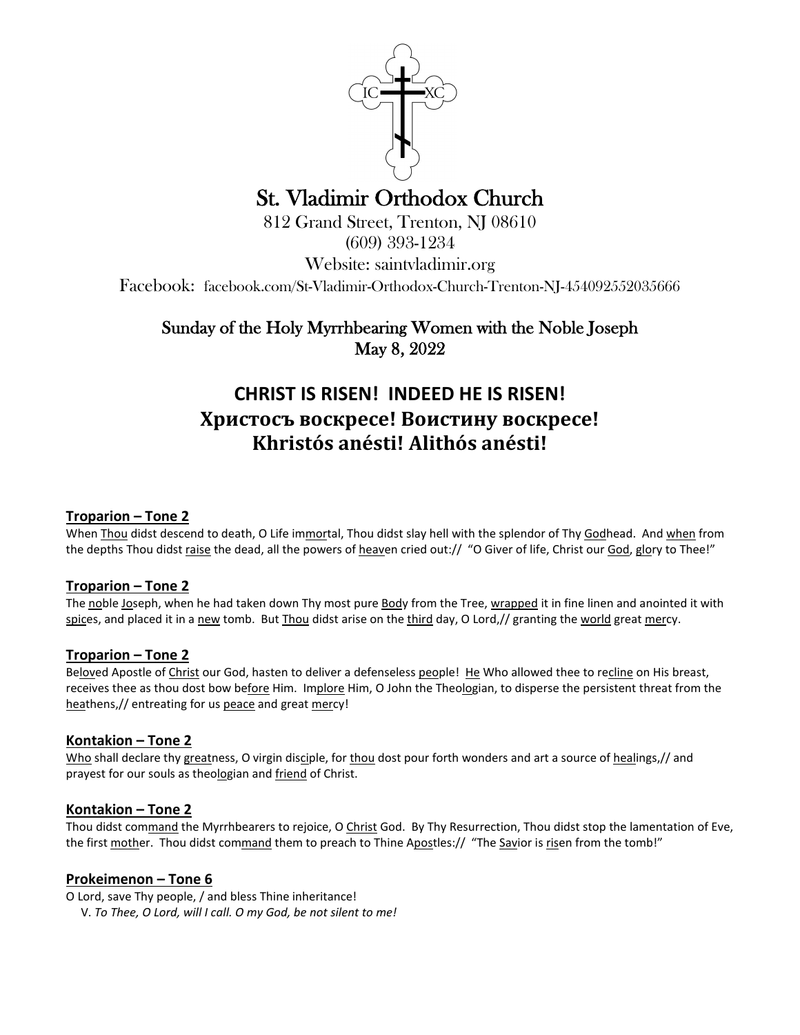IC XC

# St. Vladimir Orthodox Church

812 Grand Street, Trenton, NJ 08610
(609) 393-1234
Website: saintvladimir.org
Facebook: facebook.com/St-Vladimir-Orthodox-Church-Trenton-NJ-454092552035666

## Sunday of the Holy Myrrhbearing Women with the Noble Joseph
## May 8, 2022

# CHRIST IS RISEN! INDEED HE IS RISEN!
# Христосъ воскресе! Воистину воскресе!
# Khristós anésti! Alithós anésti!

### Troparion – Tone 2

When Thou didst descend to death, O Life immortal, Thou didst slay hell with the splendor of Thy Godhead. And when from the depths Thou didst raise the dead, all the powers of heaven cried out:// "O Giver of life, Christ our God, glory to Thee!"

### Troparion – Tone 2

The noble Joseph, when he had taken down Thy most pure Body from the Tree, wrapped it in fine linen and anointed it with spices, and placed it in a new tomb. But Thou didst arise on the third day, O Lord,// granting the world great mercy.

### Troparion – Tone 2

Beloved Apostle of Christ our God, hasten to deliver a defenseless people! He Who allowed thee to recline on His breast, receives thee as thou dost bow before Him. Implore Him, O John the Theologian, to disperse the persistent threat from the heathens,// entreating for us peace and great mercy!

### Kontakion – Tone 2

Who shall declare thy greatness, O virgin disciple, for thou dost pour forth wonders and art a source of healings,// and prayest for our souls as theologian and friend of Christ.

### Kontakion – Tone 2

Thou didst command the Myrrhbearers to rejoice, O Christ God. By Thy Resurrection, Thou didst stop the lamentation of Eve, the first mother. Thou didst command them to preach to Thine Apostles:// "The Savior is risen from the tomb!"

### Prokeimenon – Tone 6

O Lord, save Thy people, / and bless Thine inheritance!
V. *To Thee, O Lord, will I call. O my God, be not silent to me!*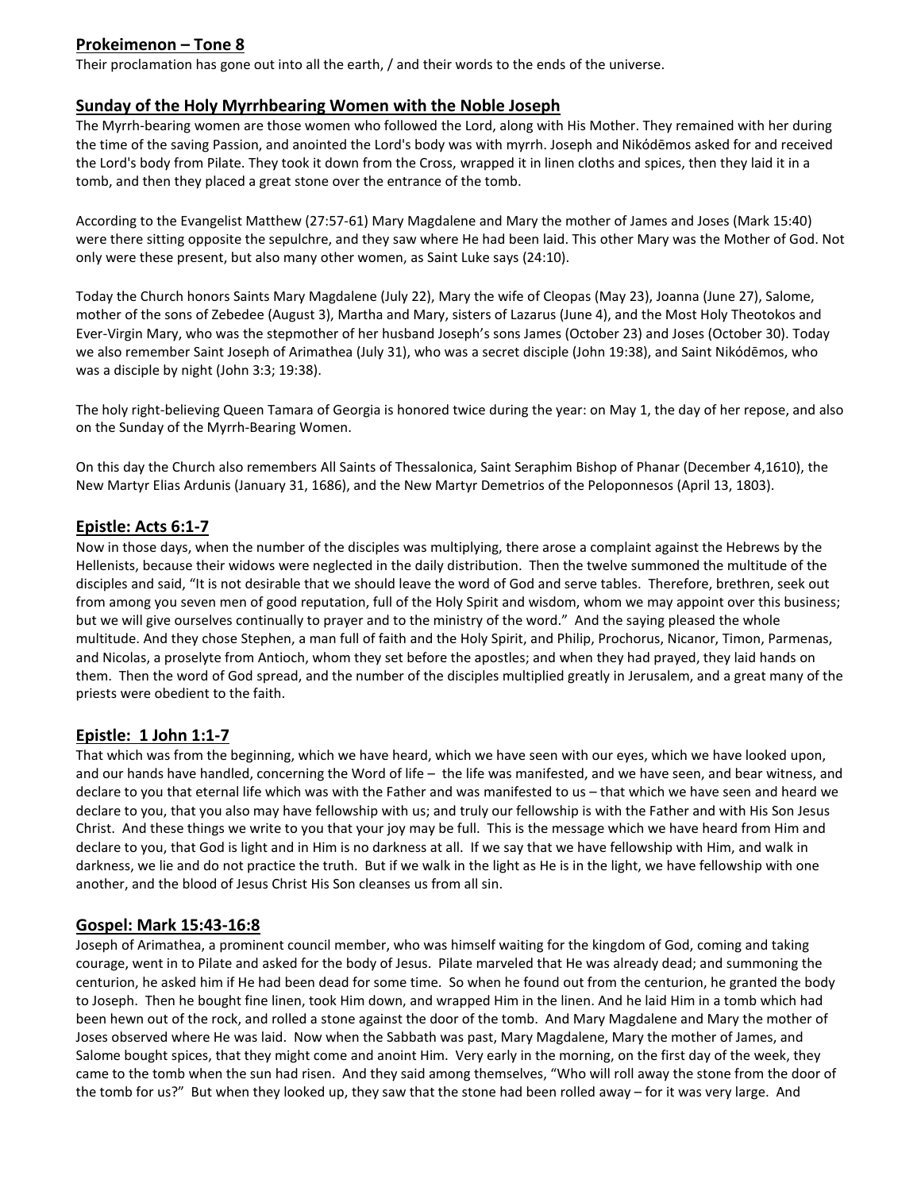## Prokeimenon – Tone 8

Their proclamation has gone out into all the earth, / and their words to the ends of the universe.

## Sunday of the Holy Myrrhbearing Women with the Noble Joseph

The Myrrh-bearing women are those women who followed the Lord, along with His Mother. They remained with her during the time of the saving Passion, and anointed the Lord's body was with myrrh. Joseph and Nikódēmos asked for and received the Lord's body from Pilate. They took it down from the Cross, wrapped it in linen cloths and spices, then they laid it in a tomb, and then they placed a great stone over the entrance of the tomb.

According to the Evangelist Matthew (27:57-61) Mary Magdalene and Mary the mother of James and Joses (Mark 15:40) were there sitting opposite the sepulchre, and they saw where He had been laid. This other Mary was the Mother of God. Not only were these present, but also many other women, as Saint Luke says (24:10).

Today the Church honors Saints Mary Magdalene (July 22), Mary the wife of Cleopas (May 23), Joanna (June 27), Salome, mother of the sons of Zebedee (August 3), Martha and Mary, sisters of Lazarus (June 4), and the Most Holy Theotokos and Ever-Virgin Mary, who was the stepmother of her husband Joseph's sons James (October 23) and Joses (October 30). Today we also remember Saint Joseph of Arimathea (July 31), who was a secret disciple (John 19:38), and Saint Nikódēmos, who was a disciple by night (John 3:3; 19:38).

The holy right-believing Queen Tamara of Georgia is honored twice during the year: on May 1, the day of her repose, and also on the Sunday of the Myrrh-Bearing Women.

On this day the Church also remembers All Saints of Thessalonica, Saint Seraphim Bishop of Phanar (December 4,1610), the New Martyr Elias Ardunis (January 31, 1686), and the New Martyr Demetrios of the Peloponnesos (April 13, 1803).

## Epistle: Acts 6:1-7

Now in those days, when the number of the disciples was multiplying, there arose a complaint against the Hebrews by the Hellenists, because their widows were neglected in the daily distribution. Then the twelve summoned the multitude of the disciples and said, "It is not desirable that we should leave the word of God and serve tables. Therefore, brethren, seek out from among you seven men of good reputation, full of the Holy Spirit and wisdom, whom we may appoint over this business; but we will give ourselves continually to prayer and to the ministry of the word." And the saying pleased the whole multitude. And they chose Stephen, a man full of faith and the Holy Spirit, and Philip, Prochorus, Nicanor, Timon, Parmenas, and Nicolas, a proselyte from Antioch, whom they set before the apostles; and when they had prayed, they laid hands on them. Then the word of God spread, and the number of the disciples multiplied greatly in Jerusalem, and a great many of the priests were obedient to the faith.

## Epistle: 1 John 1:1-7

That which was from the beginning, which we have heard, which we have seen with our eyes, which we have looked upon, and our hands have handled, concerning the Word of life – the life was manifested, and we have seen, and bear witness, and declare to you that eternal life which was with the Father and was manifested to us – that which we have seen and heard we declare to you, that you also may have fellowship with us; and truly our fellowship is with the Father and with His Son Jesus Christ. And these things we write to you that your joy may be full. This is the message which we have heard from Him and declare to you, that God is light and in Him is no darkness at all. If we say that we have fellowship with Him, and walk in darkness, we lie and do not practice the truth. But if we walk in the light as He is in the light, we have fellowship with one another, and the blood of Jesus Christ His Son cleanses us from all sin.

## Gospel: Mark 15:43-16:8

Joseph of Arimathea, a prominent council member, who was himself waiting for the kingdom of God, coming and taking courage, went in to Pilate and asked for the body of Jesus. Pilate marveled that He was already dead; and summoning the centurion, he asked him if He had been dead for some time. So when he found out from the centurion, he granted the body to Joseph. Then he bought fine linen, took Him down, and wrapped Him in the linen. And he laid Him in a tomb which had been hewn out of the rock, and rolled a stone against the door of the tomb. And Mary Magdalene and Mary the mother of Joses observed where He was laid. Now when the Sabbath was past, Mary Magdalene, Mary the mother of James, and Salome bought spices, that they might come and anoint Him. Very early in the morning, on the first day of the week, they came to the tomb when the sun had risen. And they said among themselves, "Who will roll away the stone from the door of the tomb for us?" But when they looked up, they saw that the stone had been rolled away – for it was very large. And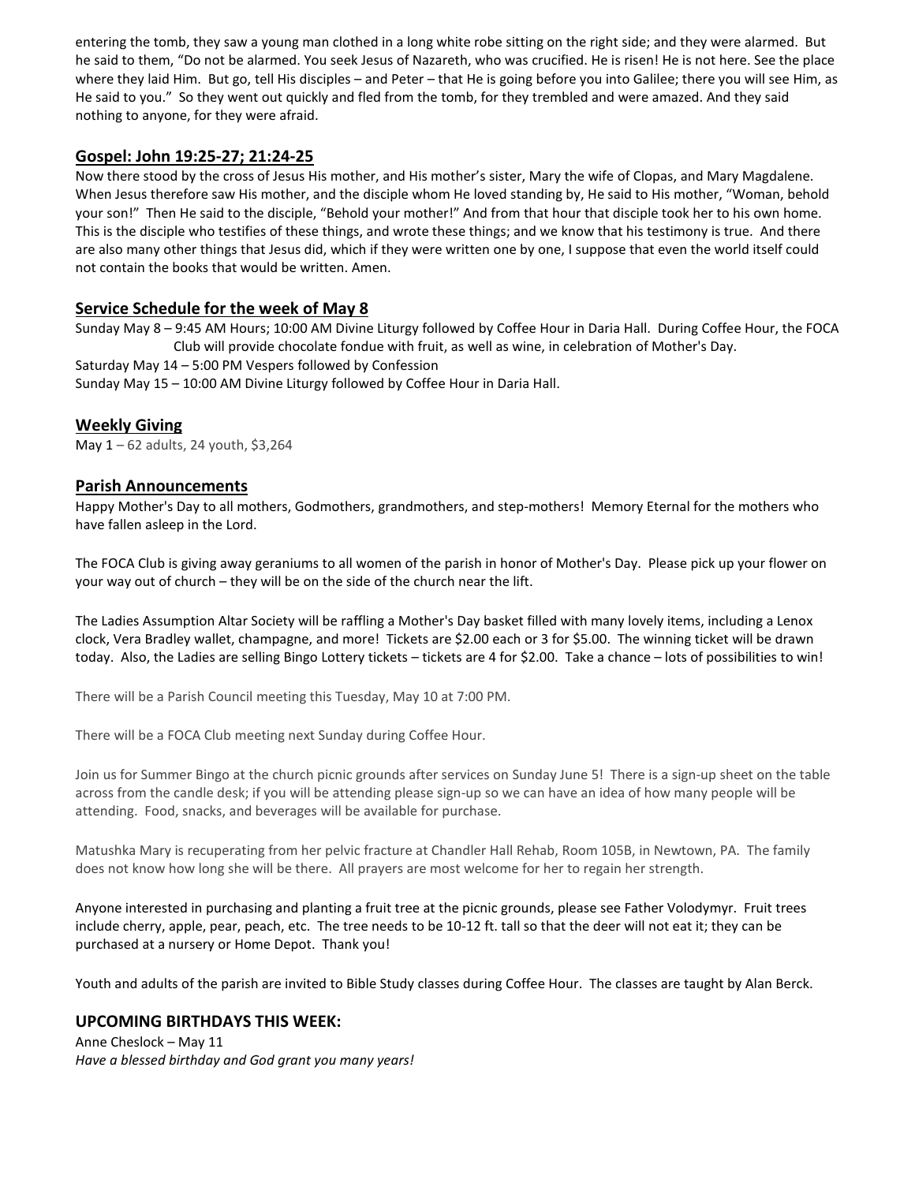entering the tomb, they saw a young man clothed in a long white robe sitting on the right side; and they were alarmed. But he said to them, "Do not be alarmed. You seek Jesus of Nazareth, who was crucified. He is risen! He is not here. See the place where they laid Him. But go, tell His disciples – and Peter – that He is going before you into Galilee; there you will see Him, as He said to you." So they went out quickly and fled from the tomb, for they trembled and were amazed. And they said nothing to anyone, for they were afraid.

## Gospel: John 19:25-27; 21:24-25

Now there stood by the cross of Jesus His mother, and His mother's sister, Mary the wife of Clopas, and Mary Magdalene. When Jesus therefore saw His mother, and the disciple whom He loved standing by, He said to His mother, "Woman, behold your son!" Then He said to the disciple, "Behold your mother!" And from that hour that disciple took her to his own home. This is the disciple who testifies of these things, and wrote these things; and we know that his testimony is true. And there are also many other things that Jesus did, which if they were written one by one, I suppose that even the world itself could not contain the books that would be written. Amen.

## Service Schedule for the week of May 8

Sunday May 8 – 9:45 AM Hours; 10:00 AM Divine Liturgy followed by Coffee Hour in Daria Hall. During Coffee Hour, the FOCA Club will provide chocolate fondue with fruit, as well as wine, in celebration of Mother's Day.

Saturday May 14 – 5:00 PM Vespers followed by Confession

Sunday May 15 – 10:00 AM Divine Liturgy followed by Coffee Hour in Daria Hall.

## Weekly Giving

May 1 – 62 adults, 24 youth, $3,264

## Parish Announcements

Happy Mother's Day to all mothers, Godmothers, grandmothers, and step-mothers! Memory Eternal for the mothers who have fallen asleep in the Lord.

The FOCA Club is giving away geraniums to all women of the parish in honor of Mother's Day. Please pick up your flower on your way out of church – they will be on the side of the church near the lift.

The Ladies Assumption Altar Society will be raffling a Mother's Day basket filled with many lovely items, including a Lenox clock, Vera Bradley wallet, champagne, and more! Tickets are $2.00 each or 3 for $5.00. The winning ticket will be drawn today. Also, the Ladies are selling Bingo Lottery tickets – tickets are 4 for $2.00. Take a chance – lots of possibilities to win!

There will be a Parish Council meeting this Tuesday, May 10 at 7:00 PM.

There will be a FOCA Club meeting next Sunday during Coffee Hour.

Join us for Summer Bingo at the church picnic grounds after services on Sunday June 5! There is a sign-up sheet on the table across from the candle desk; if you will be attending please sign-up so we can have an idea of how many people will be attending. Food, snacks, and beverages will be available for purchase.

Matushka Mary is recuperating from her pelvic fracture at Chandler Hall Rehab, Room 105B, in Newtown, PA. The family does not know how long she will be there. All prayers are most welcome for her to regain her strength.

Anyone interested in purchasing and planting a fruit tree at the picnic grounds, please see Father Volodymyr. Fruit trees include cherry, apple, pear, peach, etc. The tree needs to be 10-12 ft. tall so that the deer will not eat it; they can be purchased at a nursery or Home Depot. Thank you!

Youth and adults of the parish are invited to Bible Study classes during Coffee Hour. The classes are taught by Alan Berck.

## UPCOMING BIRTHDAYS THIS WEEK:

Anne Cheslock – May 11

*Have a blessed birthday and God grant you many years!*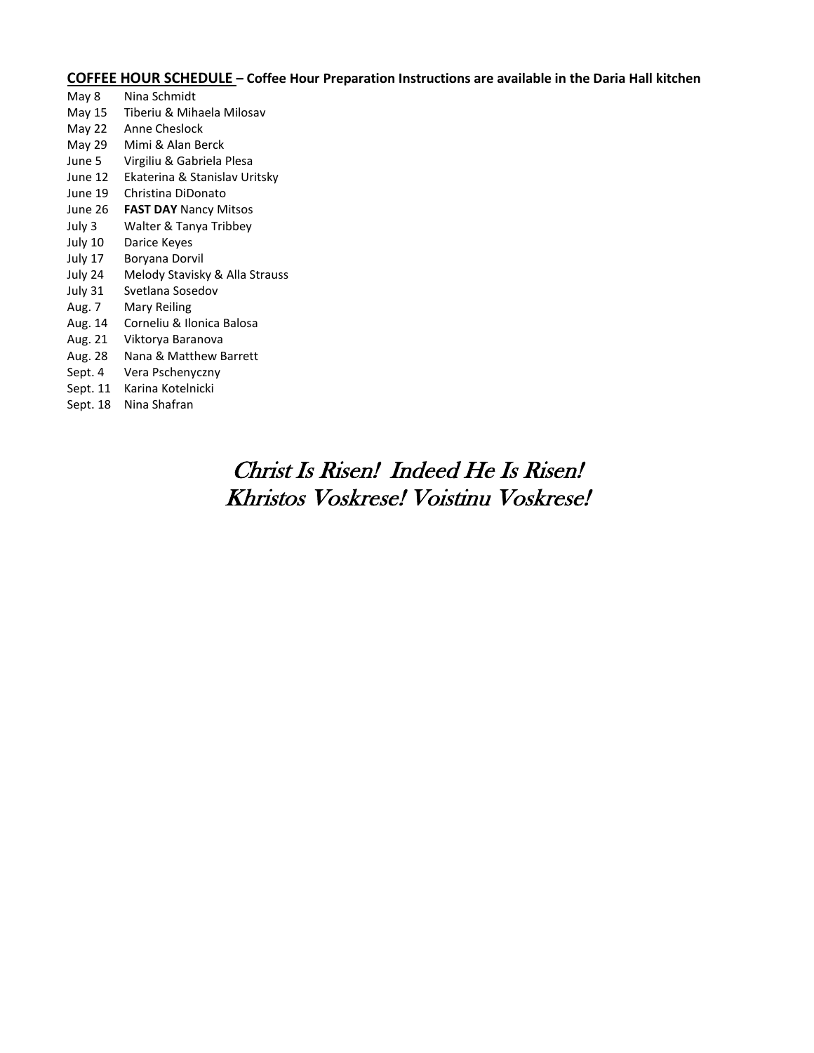**COFFEE HOUR SCHEDULE – Coffee Hour Preparation Instructions are available in the Daria Hall kitchen**

| | |
|---|---|
| May 8 | Nina Schmidt |
| May 15 | Tiberiu & Mihaela Milosav |
| May 22 | Anne Cheslock |
| May 29 | Mimi & Alan Berck |
| June 5 | Virgiliu & Gabriela Plesa |
| June 12 | Ekaterina & Stanislav Uritsky |
| June 19 | Christina DiDonato |
| June 26 | **FAST DAY** Nancy Mitsos |
| July 3 | Walter & Tanya Tribbey |
| July 10 | Darice Keyes |
| July 17 | Boryana Dorvil |
| July 24 | Melody Stavisky & Alla Strauss |
| July 31 | Svetlana Sosedov |
| Aug. 7 | Mary Reiling |
| Aug. 14 | Corneliu & Ilonica Balosa |
| Aug. 21 | Viktorya Baranova |
| Aug. 28 | Nana & Matthew Barrett |
| Sept. 4 | Vera Pschenyczny |
| Sept. 11 | Karina Kotelnicki |
| Sept. 18 | Nina Shafran |

*Christ Is Risen! Indeed He Is Risen!*
*Khristos Voskrese! Voistinu Voskrese!*